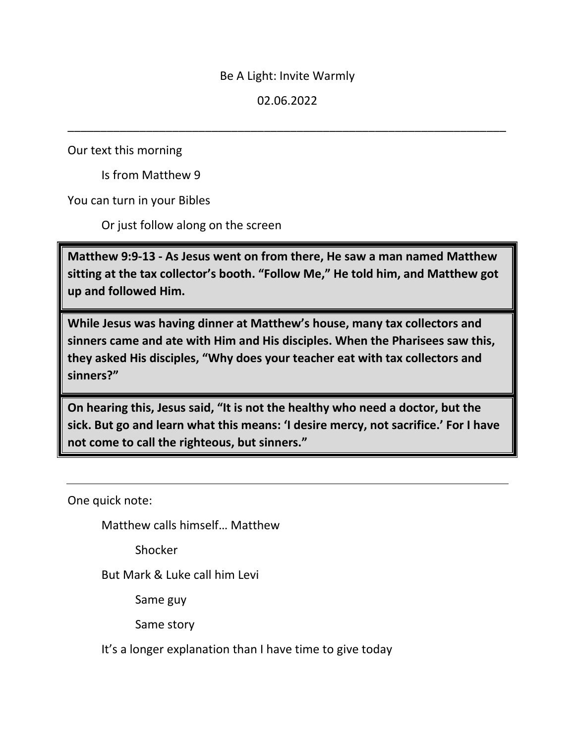# Be A Light: Invite Warmly

02.06.2022

---

Our text this morning

Is from Matthew 9

You can turn in your Bibles

Or just follow along on the screen

> **Matthew 9:9-13 - As Jesus went on from there, He saw a man named Matthew sitting at the tax collector's booth. "Follow Me," He told him, and Matthew got up and followed Him.**
>
> **While Jesus was having dinner at Matthew's house, many tax collectors and sinners came and ate with Him and His disciples. When the Pharisees saw this, they asked His disciples, "Why does your teacher eat with tax collectors and sinners?"**
>
> **On hearing this, Jesus said, "It is not the healthy who need a doctor, but the sick. But go and learn what this means: 'I desire mercy, not sacrifice.' For I have not come to call the righteous, but sinners."**

---

One quick note:

Matthew calls himself… Matthew

Shocker

But Mark & Luke call him Levi

Same guy

Same story

It's a longer explanation than I have time to give today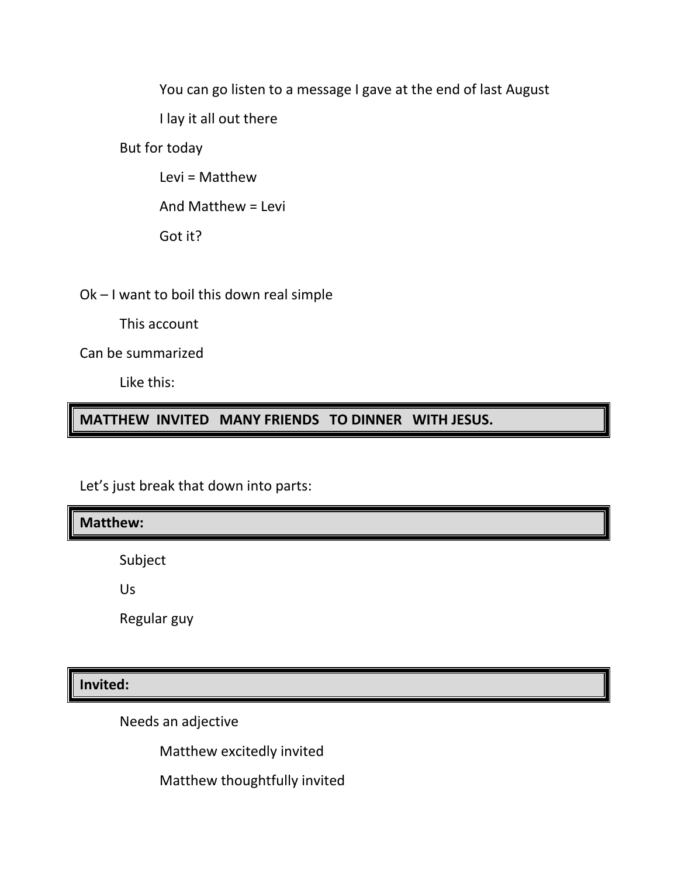You can go listen to a message I gave at the end of last August

I lay it all out there

But for today

Levi = Matthew

And Matthew = Levi

Got it?

Ok – I want to boil this down real simple

This account

Can be summarized

Like this:

**MATTHEW INVITED MANY FRIENDS TO DINNER WITH JESUS.**

Let's just break that down into parts:

**Matthew:**

Subject

Us

Regular guy

**Invited:**

Needs an adjective

Matthew excitedly invited

Matthew thoughtfully invited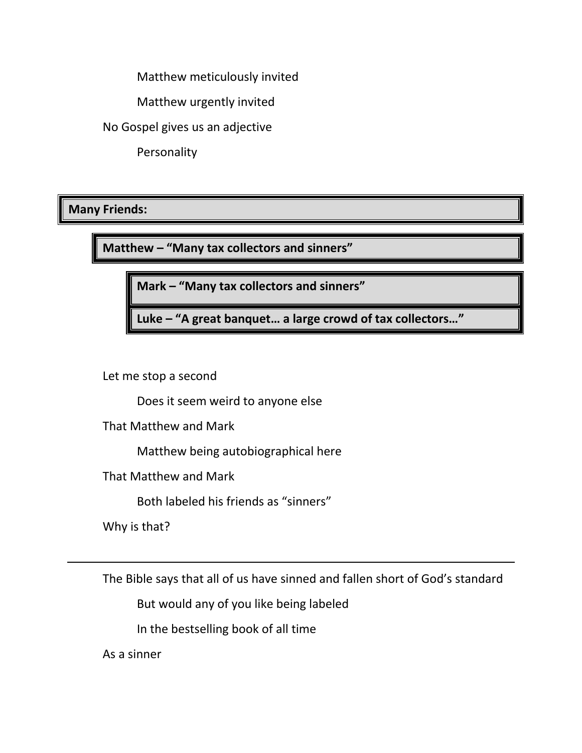Matthew meticulously invited

Matthew urgently invited

No Gospel gives us an adjective

Personality

**Many Friends:**

**Matthew – "Many tax collectors and sinners"**

**Mark – "Many tax collectors and sinners"**

**Luke – "A great banquet… a large crowd of tax collectors…"**

Let me stop a second

Does it seem weird to anyone else

That Matthew and Mark

Matthew being autobiographical here

That Matthew and Mark

Both labeled his friends as "sinners"

Why is that?

---

The Bible says that all of us have sinned and fallen short of God's standard

But would any of you like being labeled

In the bestselling book of all time

As a sinner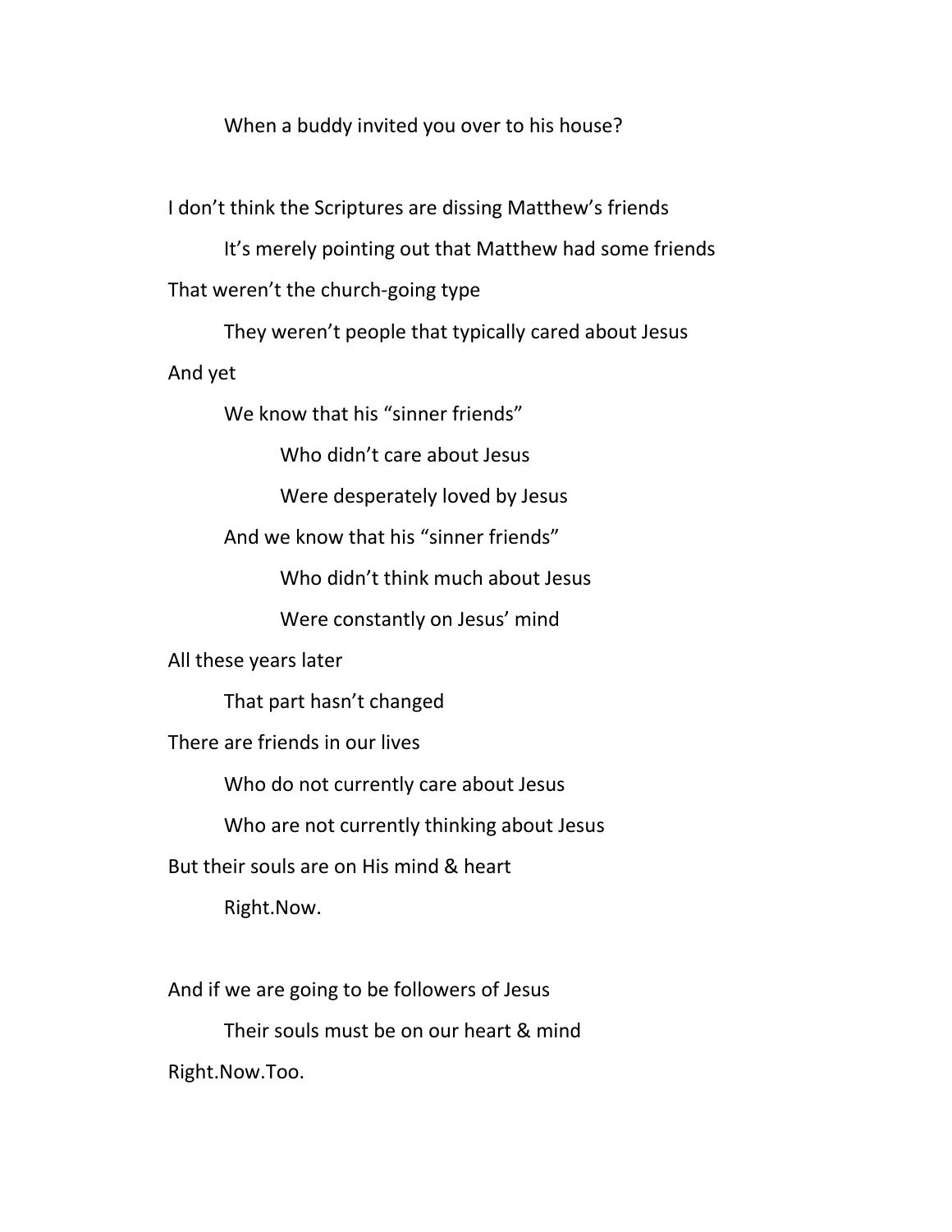When a buddy invited you over to his house?

I don't think the Scriptures are dissing Matthew's friends

It's merely pointing out that Matthew had some friends

That weren't the church-going type

They weren't people that typically cared about Jesus

And yet

We know that his "sinner friends"

Who didn't care about Jesus

Were desperately loved by Jesus

And we know that his "sinner friends"

Who didn't think much about Jesus

Were constantly on Jesus' mind

All these years later

That part hasn't changed

There are friends in our lives

Who do not currently care about Jesus

Who are not currently thinking about Jesus

But their souls are on His mind & heart

Right.Now.

And if we are going to be followers of Jesus

Their souls must be on our heart & mind

Right.Now.Too.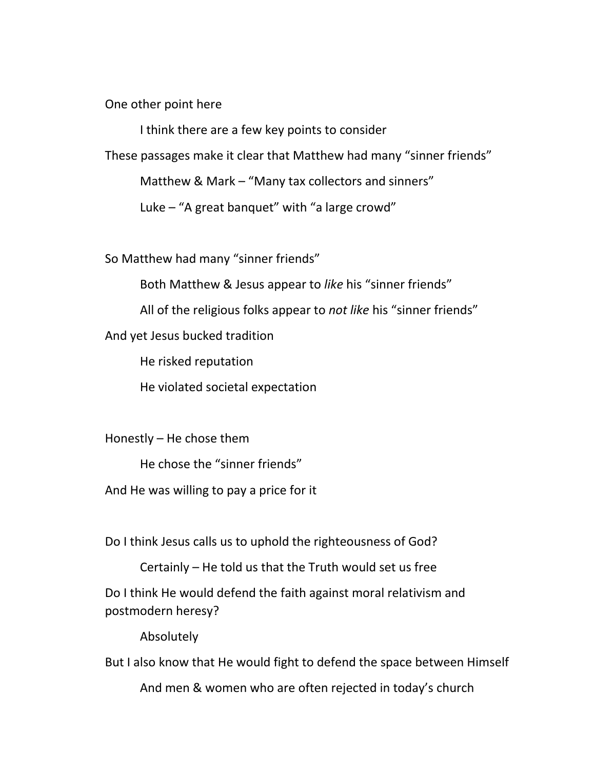One other point here

    I think there are a few key points to consider

These passages make it clear that Matthew had many "sinner friends"

    Matthew & Mark – "Many tax collectors and sinners"

    Luke – "A great banquet" with "a large crowd"

So Matthew had many "sinner friends"

    Both Matthew & Jesus appear to *like* his "sinner friends"

    All of the religious folks appear to *not like* his "sinner friends"

And yet Jesus bucked tradition

    He risked reputation

    He violated societal expectation

Honestly – He chose them

    He chose the "sinner friends"

And He was willing to pay a price for it

Do I think Jesus calls us to uphold the righteousness of God?

    Certainly – He told us that the Truth would set us free

Do I think He would defend the faith against moral relativism and postmodern heresy?

    Absolutely

But I also know that He would fight to defend the space between Himself

    And men & women who are often rejected in today's church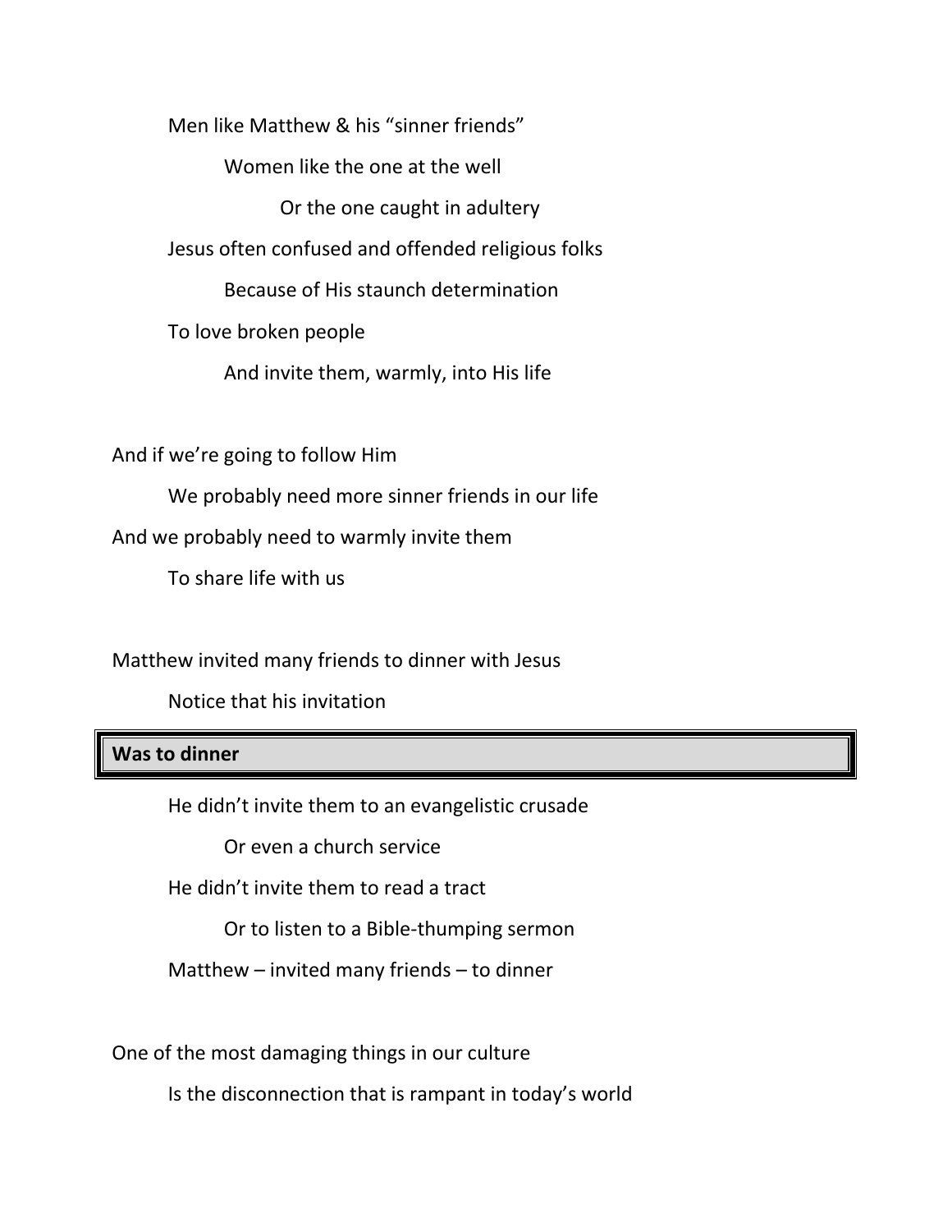Men like Matthew & his "sinner friends"

Women like the one at the well

Or the one caught in adultery

Jesus often confused and offended religious folks

Because of His staunch determination

To love broken people

And invite them, warmly, into His life

And if we're going to follow Him

We probably need more sinner friends in our life

And we probably need to warmly invite them

To share life with us

Matthew invited many friends to dinner with Jesus

Notice that his invitation

**Was to dinner**

He didn't invite them to an evangelistic crusade

Or even a church service

He didn't invite them to read a tract

Or to listen to a Bible-thumping sermon

Matthew – invited many friends – to dinner

One of the most damaging things in our culture

Is the disconnection that is rampant in today's world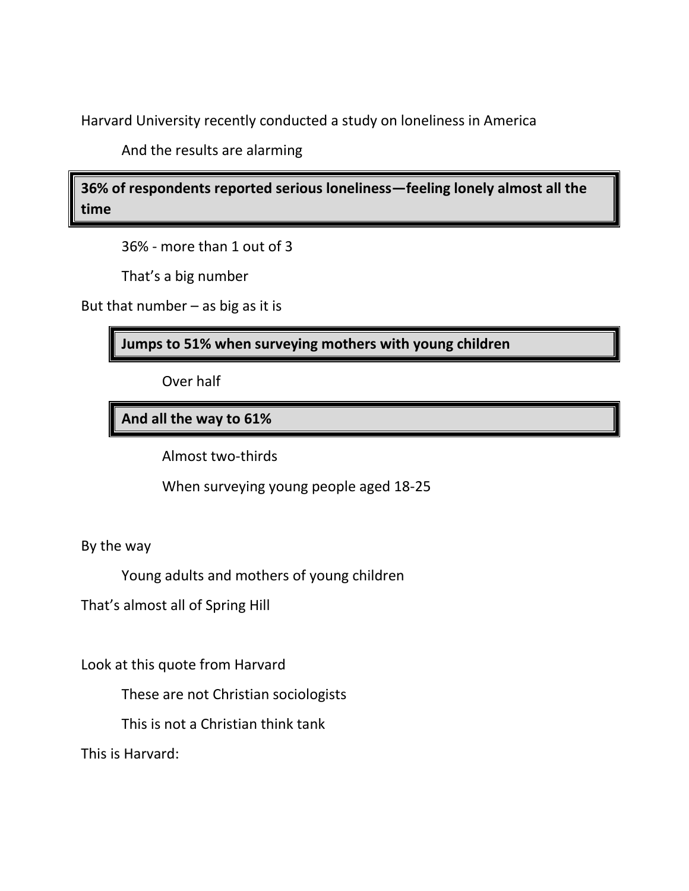Harvard University recently conducted a study on loneliness in America

And the results are alarming

> **36% of respondents reported serious loneliness—feeling lonely almost all the time**

36% - more than 1 out of 3

That's a big number

But that number – as big as it is

> **Jumps to 51% when surveying mothers with young children**

Over half

> **And all the way to 61%**

Almost two-thirds

When surveying young people aged 18-25

By the way

Young adults and mothers of young children

That's almost all of Spring Hill

Look at this quote from Harvard

These are not Christian sociologists

This is not a Christian think tank

This is Harvard: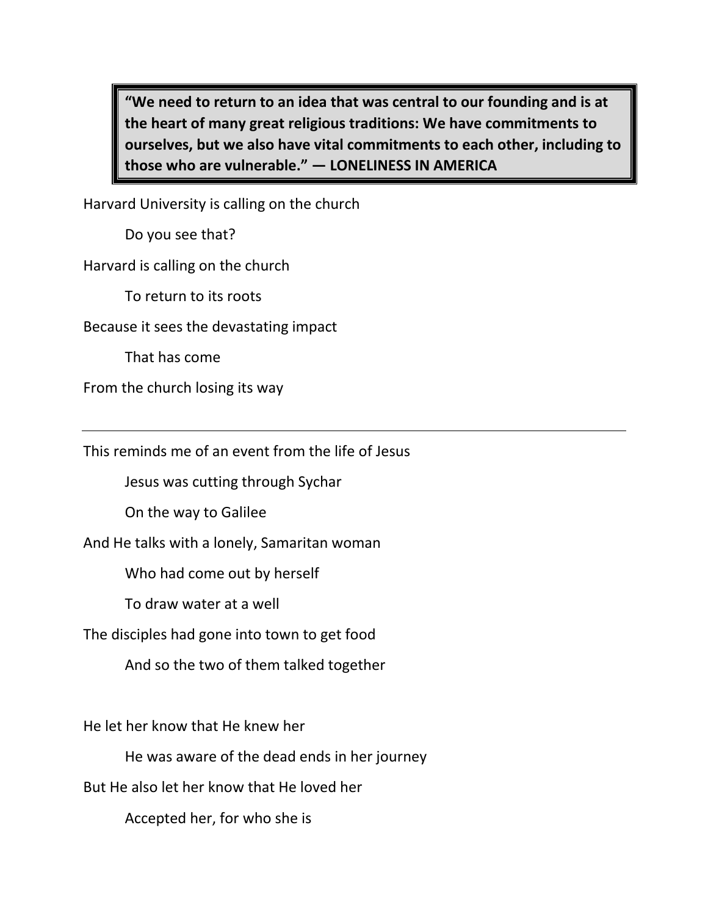> **"We need to return to an idea that was central to our founding and is at the heart of many great religious traditions: We have commitments to ourselves, but we also have vital commitments to each other, including to those who are vulnerable." — LONELINESS IN AMERICA**

Harvard University is calling on the church

Do you see that?

Harvard is calling on the church

To return to its roots

Because it sees the devastating impact

That has come

From the church losing its way

---

This reminds me of an event from the life of Jesus

Jesus was cutting through Sychar

On the way to Galilee

And He talks with a lonely, Samaritan woman

Who had come out by herself

To draw water at a well

The disciples had gone into town to get food

And so the two of them talked together

He let her know that He knew her

He was aware of the dead ends in her journey

But He also let her know that He loved her

Accepted her, for who she is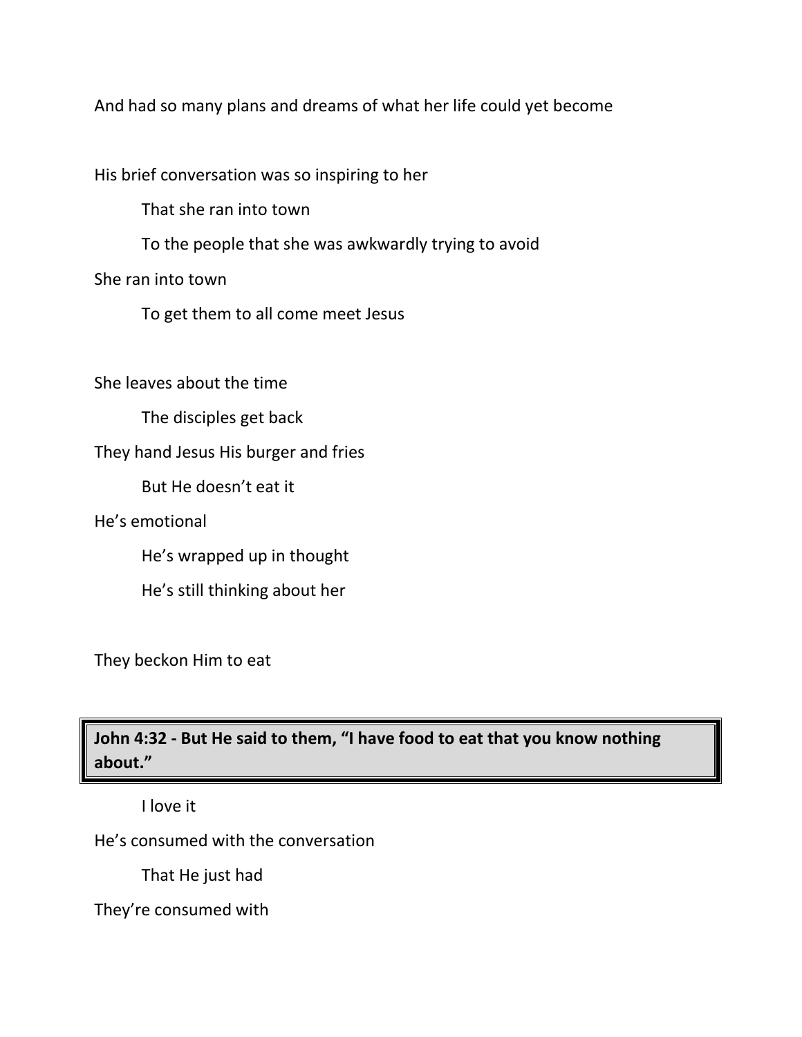And had so many plans and dreams of what her life could yet become

His brief conversation was so inspiring to her

    That she ran into town

    To the people that she was awkwardly trying to avoid

She ran into town

    To get them to all come meet Jesus

She leaves about the time

    The disciples get back

They hand Jesus His burger and fries

    But He doesn't eat it

He's emotional

    He's wrapped up in thought

    He's still thinking about her

They beckon Him to eat

> **John 4:32 - But He said to them, "I have food to eat that you know nothing about."**

    I love it

He's consumed with the conversation

    That He just had

They're consumed with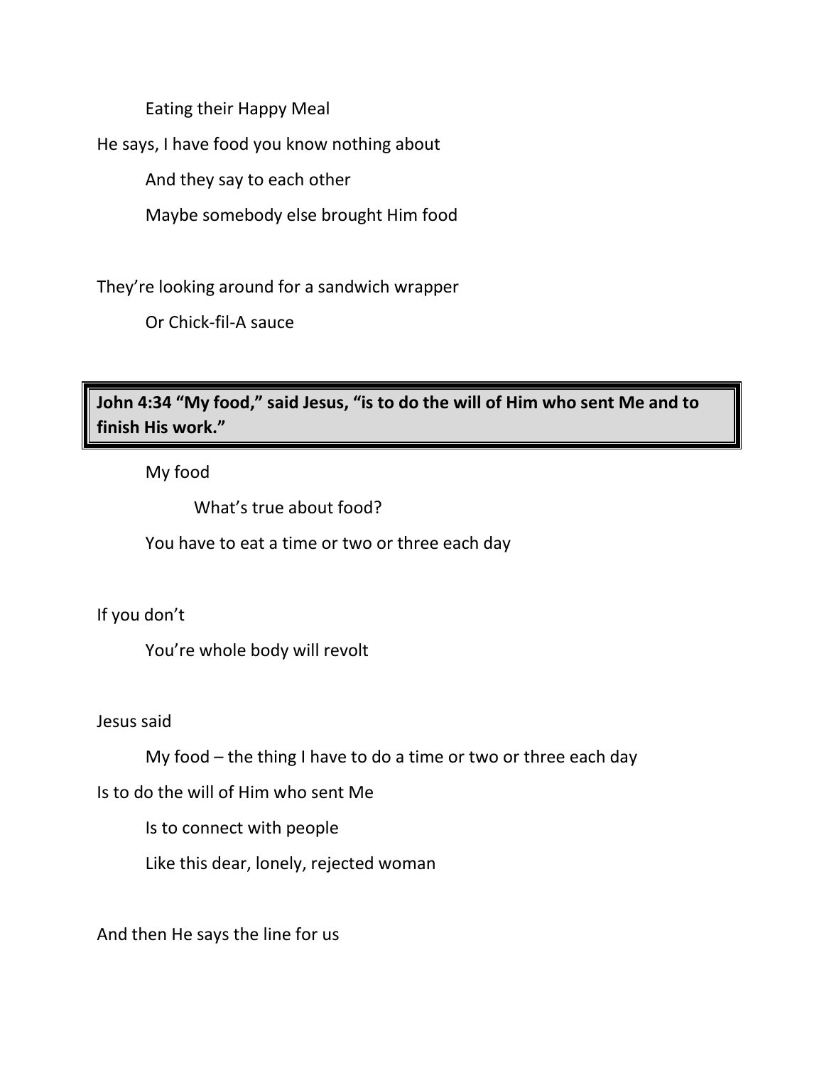Eating their Happy Meal

He says, I have food you know nothing about

And they say to each other

Maybe somebody else brought Him food

They're looking around for a sandwich wrapper

Or Chick-fil-A sauce

**John 4:34 "My food," said Jesus, "is to do the will of Him who sent Me and to finish His work."**

My food

What's true about food?

You have to eat a time or two or three each day

If you don't

You're whole body will revolt

Jesus said

My food – the thing I have to do a time or two or three each day

Is to do the will of Him who sent Me

Is to connect with people

Like this dear, lonely, rejected woman

And then He says the line for us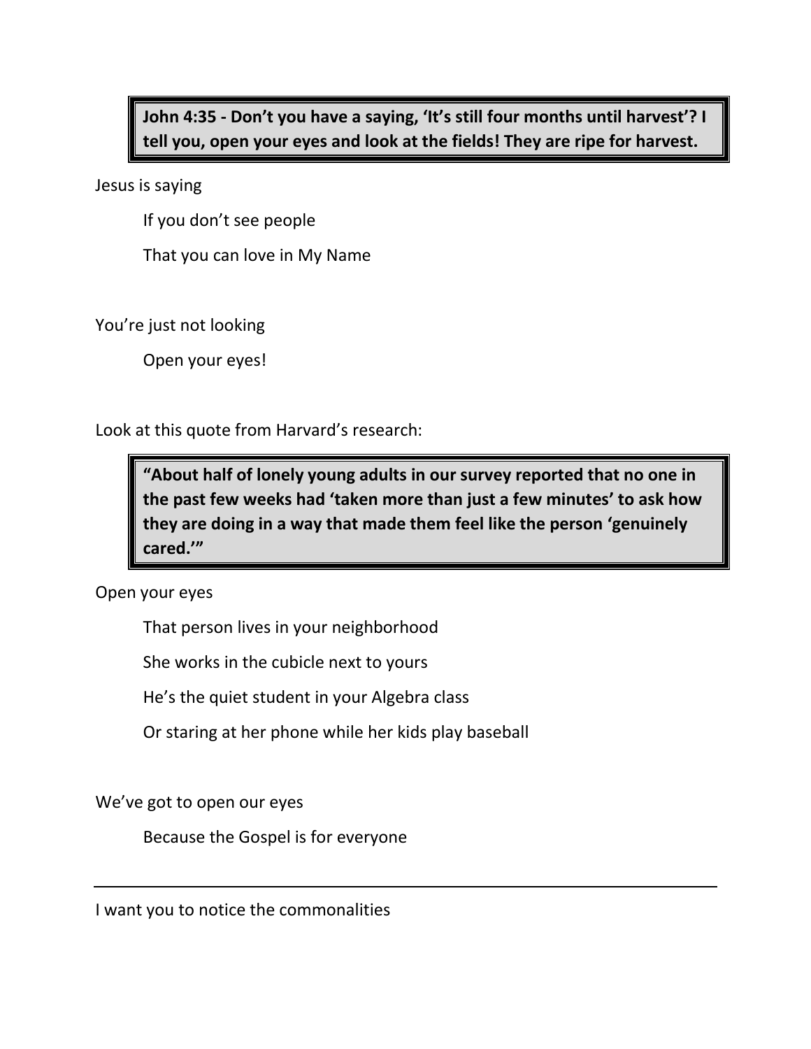**John 4:35 - Don’t you have a saying, ‘It’s still four months until harvest’? I tell you, open your eyes and look at the fields! They are ripe for harvest.**

Jesus is saying

  If you don’t see people

  That you can love in My Name

You’re just not looking

  Open your eyes!

Look at this quote from Harvard’s research:

**“About half of lonely young adults in our survey reported that no one in the past few weeks had ‘taken more than just a few minutes’ to ask how they are doing in a way that made them feel like the person ‘genuinely cared.’”**

Open your eyes

  That person lives in your neighborhood

  She works in the cubicle next to yours

  He’s the quiet student in your Algebra class

  Or staring at her phone while her kids play baseball

We’ve got to open our eyes

  Because the Gospel is for everyone

---

I want you to notice the commonalities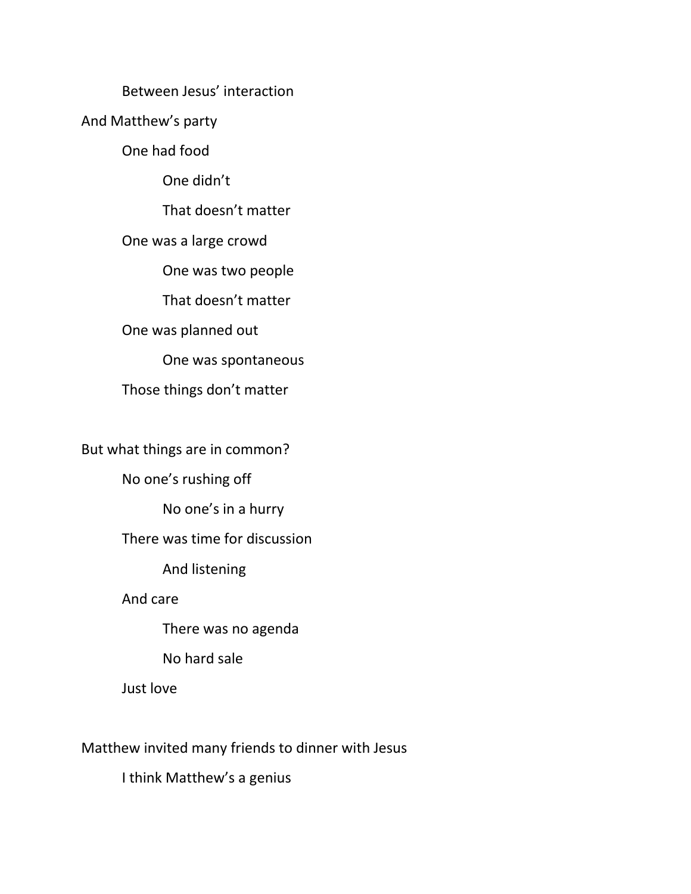Between Jesus' interaction

And Matthew's party

One had food

One didn't

That doesn't matter

One was a large crowd

One was two people

That doesn't matter

One was planned out

One was spontaneous

Those things don't matter

But what things are in common?

No one's rushing off

No one's in a hurry

There was time for discussion

And listening

And care

There was no agenda

No hard sale

Just love

Matthew invited many friends to dinner with Jesus

I think Matthew's a genius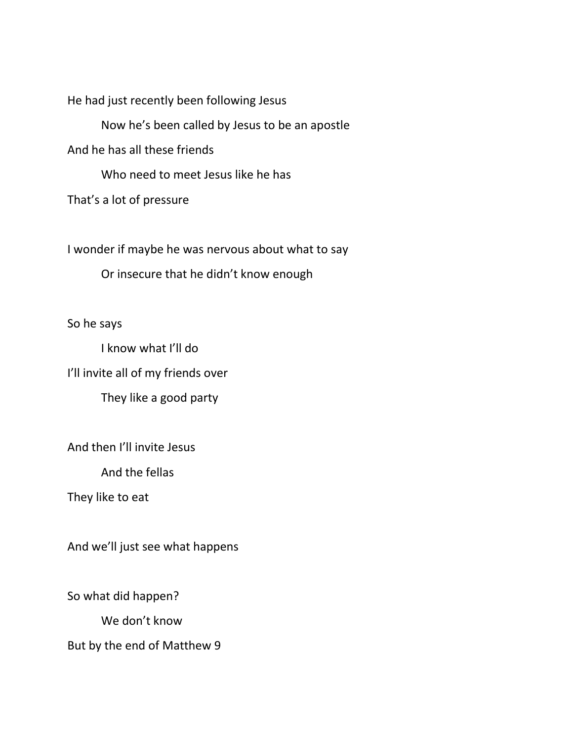He had just recently been following Jesus

Now he's been called by Jesus to be an apostle

And he has all these friends

Who need to meet Jesus like he has

That's a lot of pressure

I wonder if maybe he was nervous about what to say

Or insecure that he didn't know enough

So he says

I know what I'll do

I'll invite all of my friends over

They like a good party

And then I'll invite Jesus

And the fellas

They like to eat

And we'll just see what happens

So what did happen?

We don't know

But by the end of Matthew 9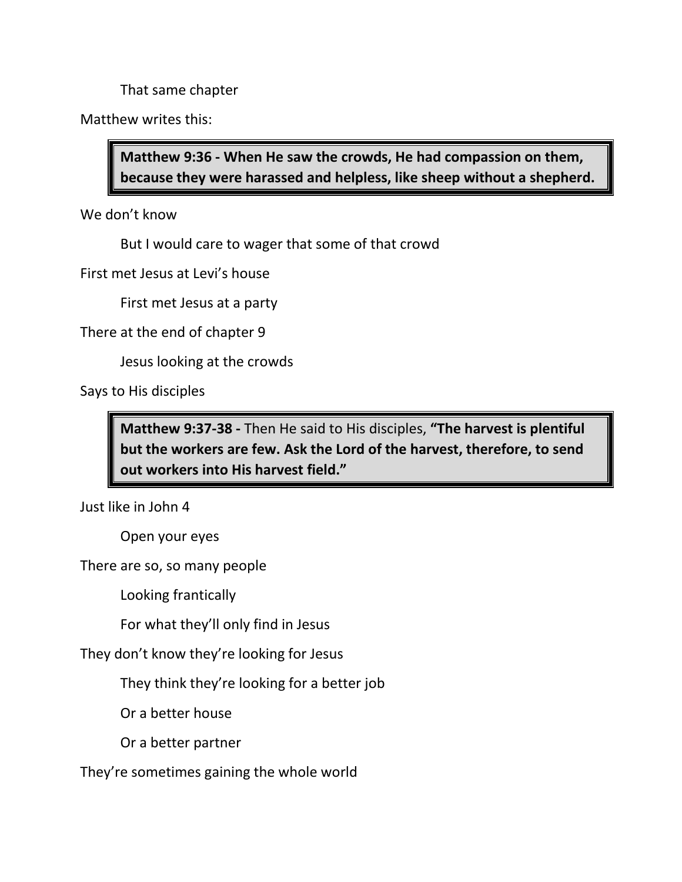That same chapter

Matthew writes this:

> **Matthew 9:36 - When He saw the crowds, He had compassion on them, because they were harassed and helpless, like sheep without a shepherd.**

We don't know

But I would care to wager that some of that crowd

First met Jesus at Levi's house

First met Jesus at a party

There at the end of chapter 9

Jesus looking at the crowds

Says to His disciples

> **Matthew 9:37-38 -** Then He said to His disciples, **"The harvest is plentiful but the workers are few. Ask the Lord of the harvest, therefore, to send out workers into His harvest field."**

Just like in John 4

Open your eyes

There are so, so many people

Looking frantically

For what they'll only find in Jesus

They don't know they're looking for Jesus

They think they're looking for a better job

Or a better house

Or a better partner

They're sometimes gaining the whole world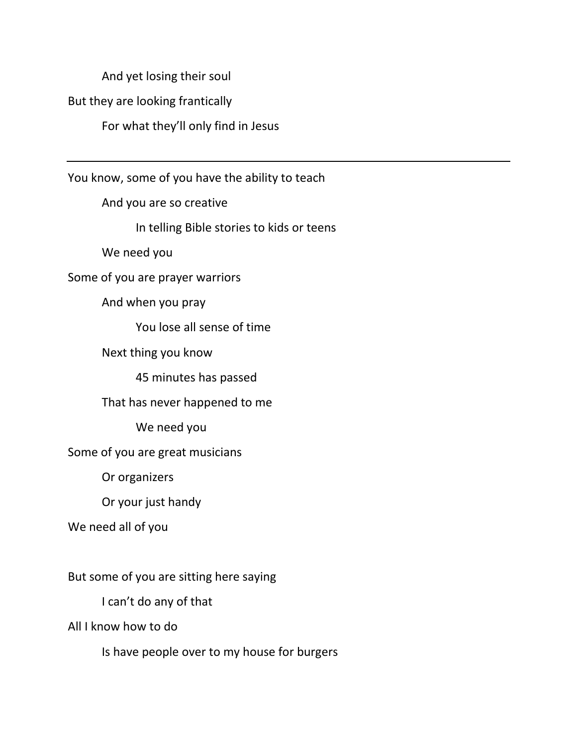And yet losing their soul

But they are looking frantically

For what they'll only find in Jesus

---

You know, some of you have the ability to teach

And you are so creative

In telling Bible stories to kids or teens

We need you

Some of you are prayer warriors

And when you pray

You lose all sense of time

Next thing you know

45 minutes has passed

That has never happened to me

We need you

Some of you are great musicians

Or organizers

Or your just handy

We need all of you

But some of you are sitting here saying

I can't do any of that

All I know how to do

Is have people over to my house for burgers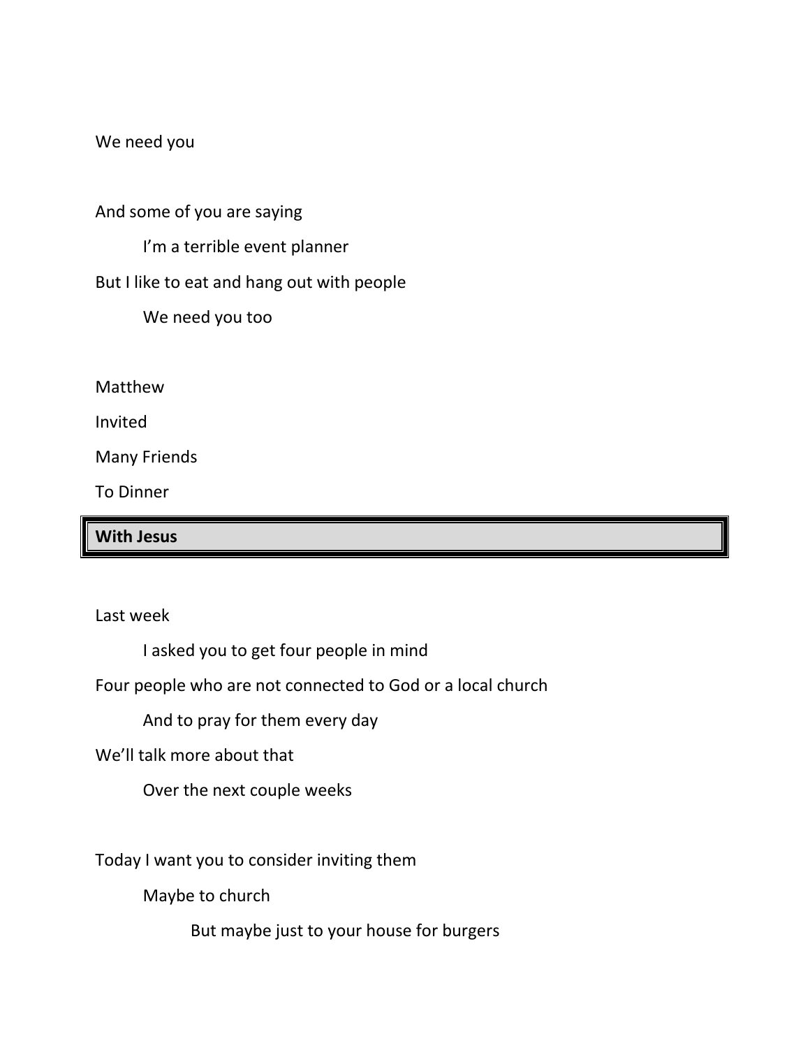We need you

And some of you are saying

I'm a terrible event planner

But I like to eat and hang out with people

We need you too

Matthew

Invited

Many Friends

To Dinner

**With Jesus**

Last week

I asked you to get four people in mind

Four people who are not connected to God or a local church

And to pray for them every day

We'll talk more about that

Over the next couple weeks

Today I want you to consider inviting them

Maybe to church

But maybe just to your house for burgers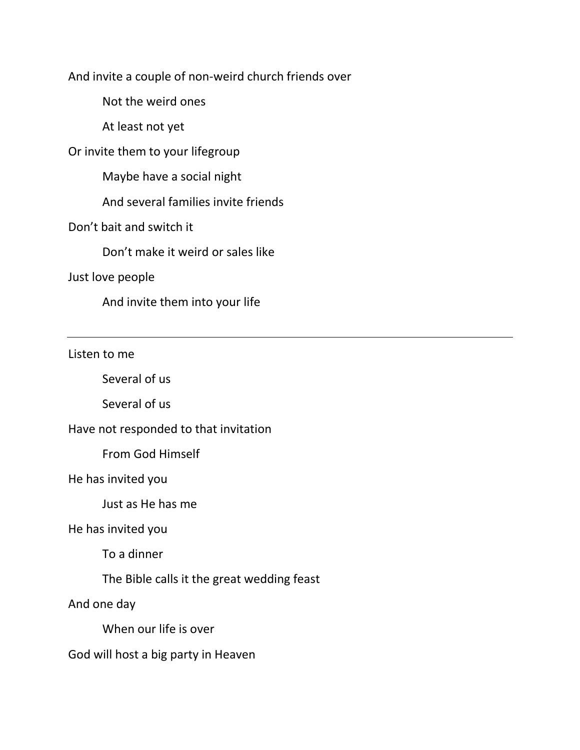And invite a couple of non-weird church friends over

&nbsp;&nbsp;&nbsp;&nbsp;&nbsp;&nbsp;&nbsp;&nbsp;Not the weird ones

&nbsp;&nbsp;&nbsp;&nbsp;&nbsp;&nbsp;&nbsp;&nbsp;At least not yet

Or invite them to your lifegroup

&nbsp;&nbsp;&nbsp;&nbsp;&nbsp;&nbsp;&nbsp;&nbsp;Maybe have a social night

&nbsp;&nbsp;&nbsp;&nbsp;&nbsp;&nbsp;&nbsp;&nbsp;And several families invite friends

Don't bait and switch it

&nbsp;&nbsp;&nbsp;&nbsp;&nbsp;&nbsp;&nbsp;&nbsp;Don't make it weird or sales like

Just love people

&nbsp;&nbsp;&nbsp;&nbsp;&nbsp;&nbsp;&nbsp;&nbsp;And invite them into your life

---

Listen to me

&nbsp;&nbsp;&nbsp;&nbsp;&nbsp;&nbsp;&nbsp;&nbsp;Several of us

&nbsp;&nbsp;&nbsp;&nbsp;&nbsp;&nbsp;&nbsp;&nbsp;Several of us

Have not responded to that invitation

&nbsp;&nbsp;&nbsp;&nbsp;&nbsp;&nbsp;&nbsp;&nbsp;From God Himself

He has invited you

&nbsp;&nbsp;&nbsp;&nbsp;&nbsp;&nbsp;&nbsp;&nbsp;Just as He has me

He has invited you

&nbsp;&nbsp;&nbsp;&nbsp;&nbsp;&nbsp;&nbsp;&nbsp;To a dinner

&nbsp;&nbsp;&nbsp;&nbsp;&nbsp;&nbsp;&nbsp;&nbsp;The Bible calls it the great wedding feast

And one day

&nbsp;&nbsp;&nbsp;&nbsp;&nbsp;&nbsp;&nbsp;&nbsp;When our life is over

God will host a big party in Heaven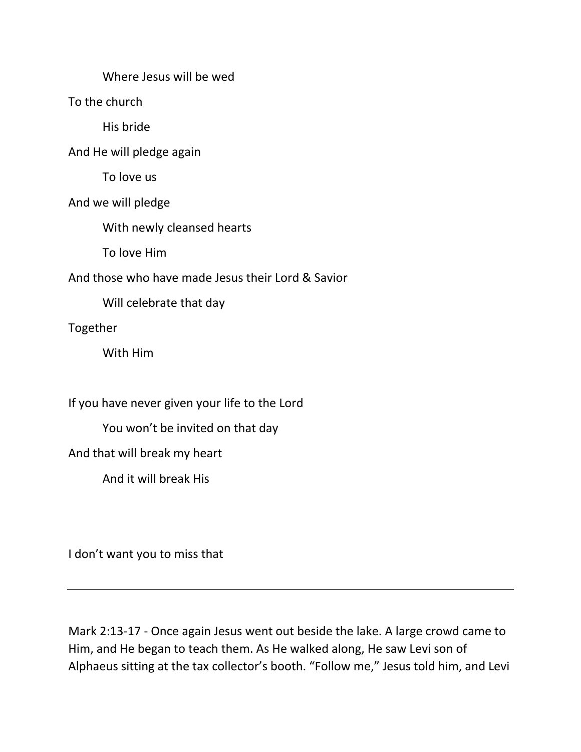Where Jesus will be wed

To the church

His bride

And He will pledge again

To love us

And we will pledge

With newly cleansed hearts

To love Him

And those who have made Jesus their Lord & Savior

Will celebrate that day

Together

With Him

If you have never given your life to the Lord

You won't be invited on that day

And that will break my heart

And it will break His

I don't want you to miss that

---

Mark 2:13-17 - Once again Jesus went out beside the lake. A large crowd came to Him, and He began to teach them. As He walked along, He saw Levi son of Alphaeus sitting at the tax collector's booth. "Follow me," Jesus told him, and Levi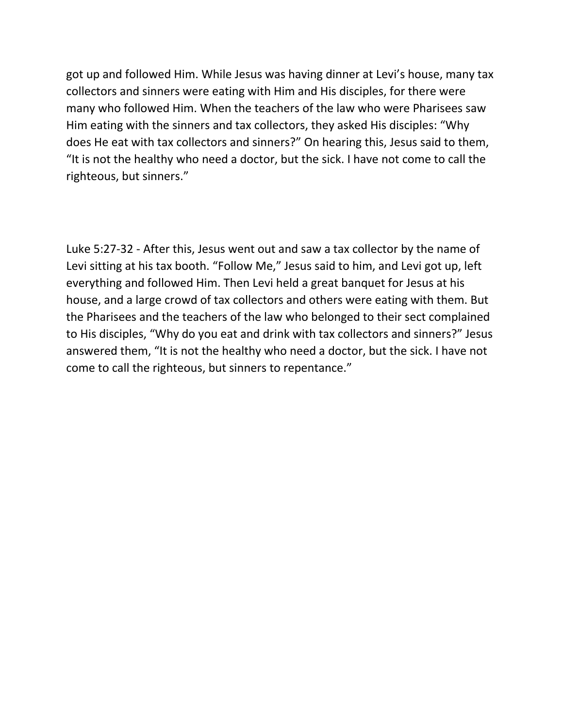got up and followed Him. While Jesus was having dinner at Levi's house, many tax collectors and sinners were eating with Him and His disciples, for there were many who followed Him. When the teachers of the law who were Pharisees saw Him eating with the sinners and tax collectors, they asked His disciples: "Why does He eat with tax collectors and sinners?" On hearing this, Jesus said to them, "It is not the healthy who need a doctor, but the sick. I have not come to call the righteous, but sinners."

Luke 5:27-32 - After this, Jesus went out and saw a tax collector by the name of Levi sitting at his tax booth. "Follow Me," Jesus said to him, and Levi got up, left everything and followed Him. Then Levi held a great banquet for Jesus at his house, and a large crowd of tax collectors and others were eating with them. But the Pharisees and the teachers of the law who belonged to their sect complained to His disciples, "Why do you eat and drink with tax collectors and sinners?" Jesus answered them, "It is not the healthy who need a doctor, but the sick. I have not come to call the righteous, but sinners to repentance."